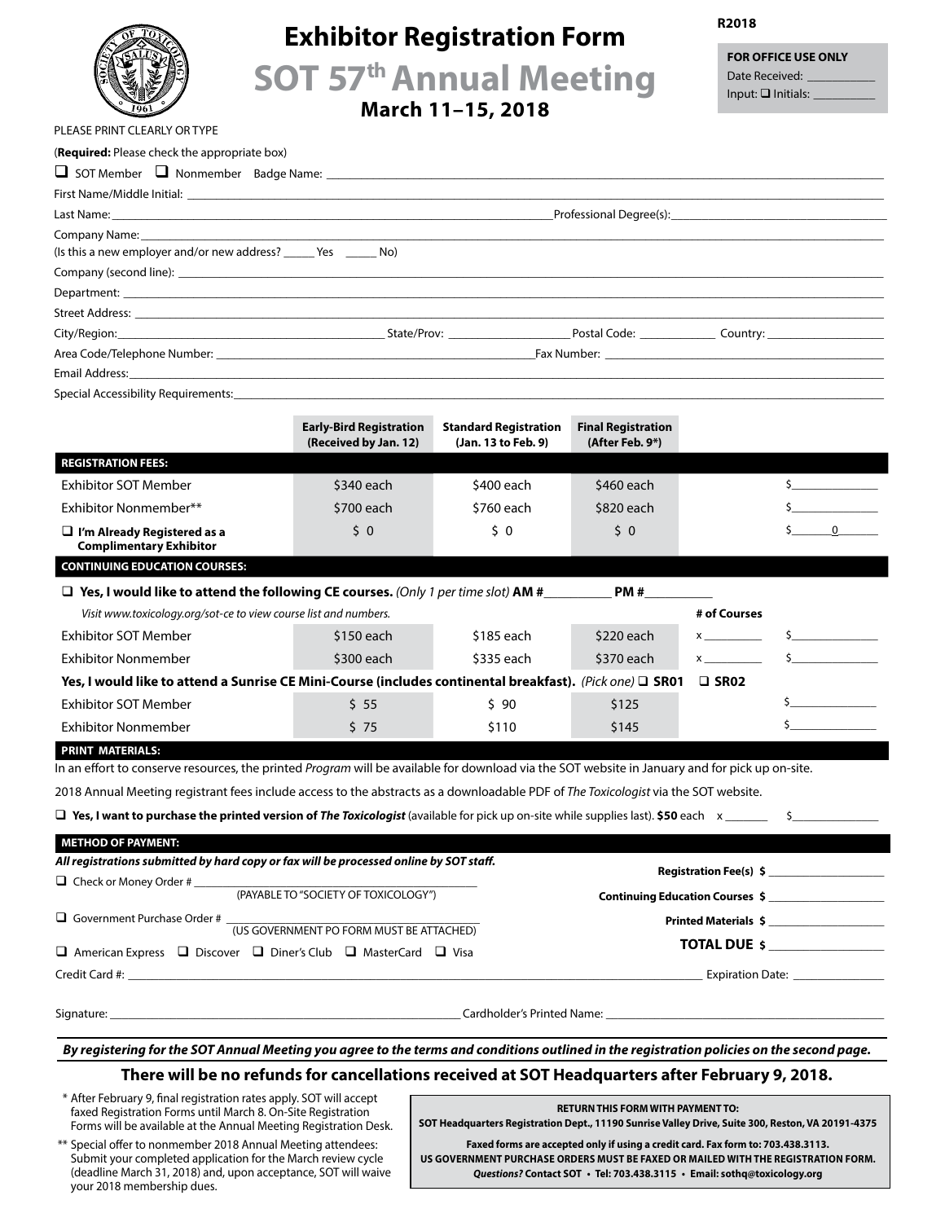R2018

**FOR OFFICE USE ONLY**
Date Received: ___________
Input: ❑ Initials: __________

# Exhibitor Registration Form

## SOT 57th Annual Meeting

### March 11–15, 2018

PLEASE PRINT CLEARLY OR TYPE

(**Required:** Please check the appropriate box)

❑ SOT Member ❑ Nonmember Badge Name: ______________________________

First Name/Middle Initial: ______________________________

Last Name: ______________________________ Professional Degree(s): ______________________________

Company Name: ______________________________

(Is this a new employer and/or new address? _____ Yes _____ No)

Company (second line): ______________________________

Department: ______________________________

Street Address: ______________________________

City/Region: ______________ State/Prov: ______________ Postal Code: ____________ Country: ______________

Area Code/Telephone Number: ______________________________ Fax Number: ______________________________

Email Address: ______________________________

Special Accessibility Requirements: ______________________________

| | Early-Bird Registration (Received by Jan. 12) | Standard Registration (Jan. 13 to Feb. 9) | Final Registration (After Feb. 9*) | | |
|---|---|---|---|---|---|
| **REGISTRATION FEES:** | | | | | |
| Exhibitor SOT Member | $340 each | $400 each | $460 each | | $__________ |
| Exhibitor Nonmember** | $700 each | $760 each | $820 each | | $__________ |
| ❑ **I'm Already Registered as a Complimentary Exhibitor** | $ 0 | $ 0 | $ 0 | | $ 0 |
| **CONTINUING EDUCATION COURSES:** | | | | | |
| ❑ **Yes, I would like to attend the following CE courses.** *(Only 1 per time slot)* **AM #**________ **PM #**________ | | | | | |
| *Visit www.toxicology.org/sot-ce to view course list and numbers.* | | | | **# of Courses** | |
| Exhibitor SOT Member | $150 each | $185 each | $220 each | x ________ | $__________ |
| Exhibitor Nonmember | $300 each | $335 each | $370 each | x ________ | $__________ |
| **Yes, I would like to attend a Sunrise CE Mini-Course (includes continental breakfast).** *(Pick one)* ❑ **SR01** ❑ **SR02** | | | | | |
| Exhibitor SOT Member | $ 55 | $ 90 | $125 | | $__________ |
| Exhibitor Nonmember | $ 75 | $110 | $145 | | $__________ |

**PRINT MATERIALS:**

In an effort to conserve resources, the printed *Program* will be available for download via the SOT website in January and for pick up on-site.

2018 Annual Meeting registrant fees include access to the abstracts as a downloadable PDF of *The Toxicologist* via the SOT website.

❑ **Yes, I want to purchase the printed version of *The Toxicologist*** (available for pick up on-site while supplies last). **$50** each x _______ $__________

**METHOD OF PAYMENT:**

***All registrations submitted by hard copy or fax will be processed online by SOT staff.***

❑ Check or Money Order # ______________________________
(PAYABLE TO "SOCIETY OF TOXICOLOGY")

❑ Government Purchase Order # ______________________________
(US GOVERNMENT PO FORM MUST BE ATTACHED)

❑ American Express ❑ Discover ❑ Diner's Club ❑ MasterCard ❑ Visa

**Registration Fee(s) $** ______________

**Continuing Education Courses $** ______________

**Printed Materials $** ______________

**TOTAL DUE $** ______________

Credit Card #: ______________________________ Expiration Date: ______________

Signature: ______________________________ Cardholder's Printed Name: ______________________________

***By registering for the SOT Annual Meeting you agree to the terms and conditions outlined in the registration policies on the second page.***

**There will be no refunds for cancellations received at SOT Headquarters after February 9, 2018.**

\* After February 9, final registration rates apply. SOT will accept faxed Registration Forms until March 8. On-Site Registration Forms will be available at the Annual Meeting Registration Desk.

\*\* Special offer to nonmember 2018 Annual Meeting attendees: Submit your completed application for the March review cycle (deadline March 31, 2018) and, upon acceptance, SOT will waive your 2018 membership dues.

**RETURN THIS FORM WITH PAYMENT TO:**
**SOT Headquarters Registration Dept., 11190 Sunrise Valley Drive, Suite 300, Reston, VA 20191-4375**

**Faxed forms are accepted only if using a credit card. Fax form to: 703.438.3113.**
**US GOVERNMENT PURCHASE ORDERS MUST BE FAXED OR MAILED WITH THE REGISTRATION FORM.**
***Questions?* Contact SOT • Tel: 703.438.3115 • Email: sothq@toxicology.org**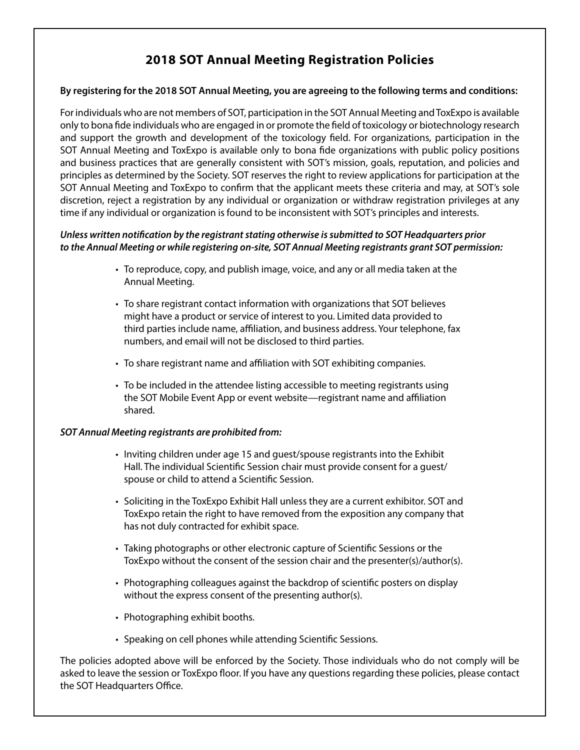# 2018 SOT Annual Meeting Registration Policies

**By registering for the 2018 SOT Annual Meeting, you are agreeing to the following terms and conditions:**

For individuals who are not members of SOT, participation in the SOT Annual Meeting and ToxExpo is available only to bona fide individuals who are engaged in or promote the field of toxicology or biotechnology research and support the growth and development of the toxicology field. For organizations, participation in the SOT Annual Meeting and ToxExpo is available only to bona fide organizations with public policy positions and business practices that are generally consistent with SOT's mission, goals, reputation, and policies and principles as determined by the Society. SOT reserves the right to review applications for participation at the SOT Annual Meeting and ToxExpo to confirm that the applicant meets these criteria and may, at SOT's sole discretion, reject a registration by any individual or organization or withdraw registration privileges at any time if any individual or organization is found to be inconsistent with SOT's principles and interests.

***Unless written notification by the registrant stating otherwise is submitted to SOT Headquarters prior to the Annual Meeting or while registering on-site, SOT Annual Meeting registrants grant SOT permission:***

- To reproduce, copy, and publish image, voice, and any or all media taken at the Annual Meeting.
- To share registrant contact information with organizations that SOT believes might have a product or service of interest to you. Limited data provided to third parties include name, affiliation, and business address. Your telephone, fax numbers, and email will not be disclosed to third parties.
- To share registrant name and affiliation with SOT exhibiting companies.
- To be included in the attendee listing accessible to meeting registrants using the SOT Mobile Event App or event website—registrant name and affiliation shared.

***SOT Annual Meeting registrants are prohibited from:***

- Inviting children under age 15 and guest/spouse registrants into the Exhibit Hall. The individual Scientific Session chair must provide consent for a guest/spouse or child to attend a Scientific Session.
- Soliciting in the ToxExpo Exhibit Hall unless they are a current exhibitor. SOT and ToxExpo retain the right to have removed from the exposition any company that has not duly contracted for exhibit space.
- Taking photographs or other electronic capture of Scientific Sessions or the ToxExpo without the consent of the session chair and the presenter(s)/author(s).
- Photographing colleagues against the backdrop of scientific posters on display without the express consent of the presenting author(s).
- Photographing exhibit booths.
- Speaking on cell phones while attending Scientific Sessions.

The policies adopted above will be enforced by the Society. Those individuals who do not comply will be asked to leave the session or ToxExpo floor. If you have any questions regarding these policies, please contact the SOT Headquarters Office.